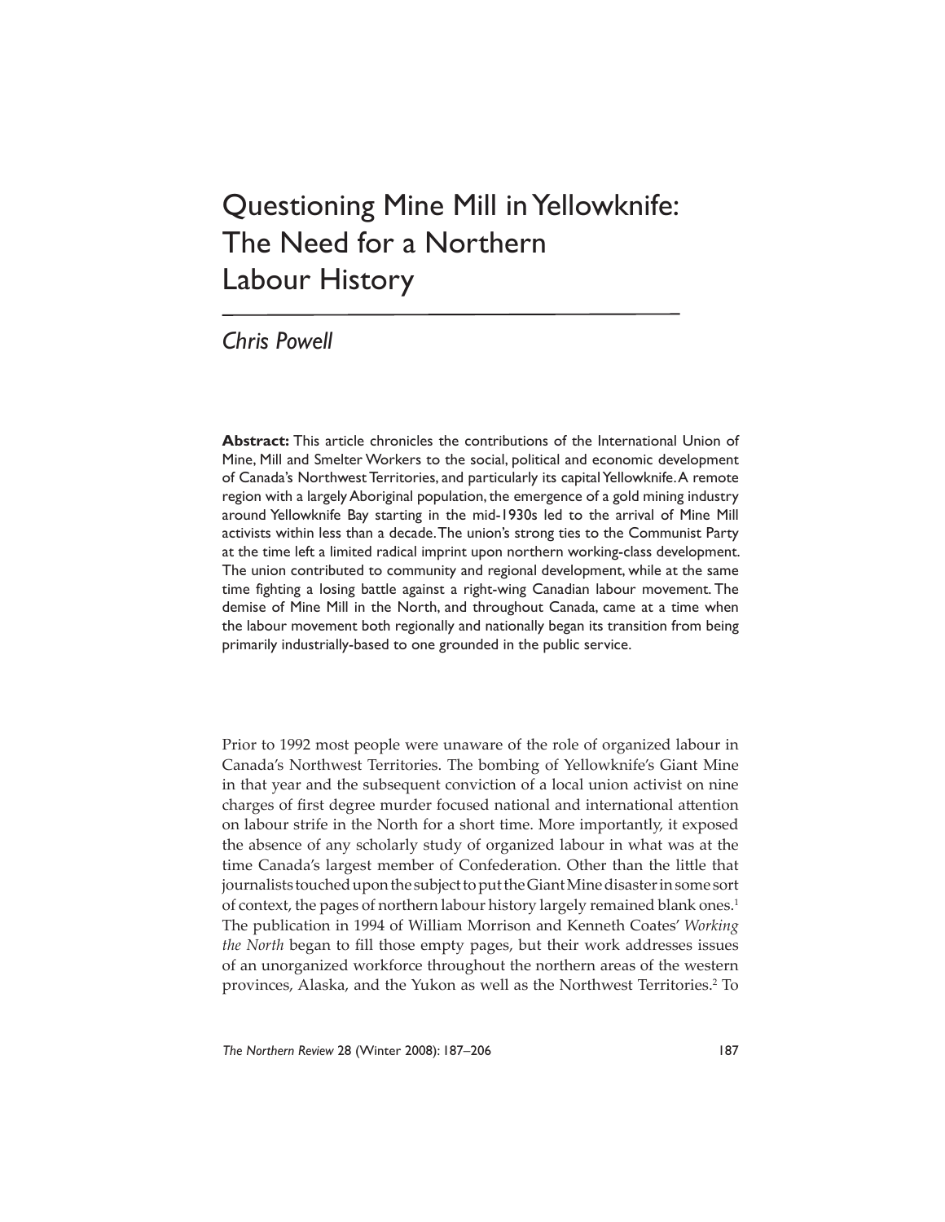# Questioning Mine Mill in Yellowknife: The Need for a Northern Labour History

*Chris Powell*

**Abstract:** This article chronicles the contributions of the International Union of Mine, Mill and Smelter Workers to the social, political and economic development of Canada's Northwest Territories, and particularly its capital Yellowknife. A remote region with a largely Aboriginal population, the emergence of a gold mining industry around Yellowknife Bay starting in the mid-1930s led to the arrival of Mine Mill activists within less than a decade. The union's strong ties to the Communist Party at the time left a limited radical imprint upon northern working-class development. The union contributed to community and regional development, while at the same time fighting a losing battle against a right-wing Canadian labour movement. The demise of Mine Mill in the North, and throughout Canada, came at a time when the labour movement both regionally and nationally began its transition from being primarily industrially-based to one grounded in the public service.

Prior to 1992 most people were unaware of the role of organized labour in Canada's Northwest Territories. The bombing of Yellowknife's Giant Mine in that year and the subsequent conviction of a local union activist on nine charges of first degree murder focused national and international attention on labour strife in the North for a short time. More importantly, it exposed the absence of any scholarly study of organized labour in what was at the time Canada's largest member of Confederation. Other than the little that journalists touched upon the subject to put the Giant Mine disaster in some sort of context, the pages of northern labour history largely remained blank ones.[1] The publication in 1994 of William Morrison and Kenneth Coates' *Working the North* began to fill those empty pages, but their work addresses issues of an unorganized workforce throughout the northern areas of the western provinces, Alaska, and the Yukon as well as the Northwest Territories.[2] To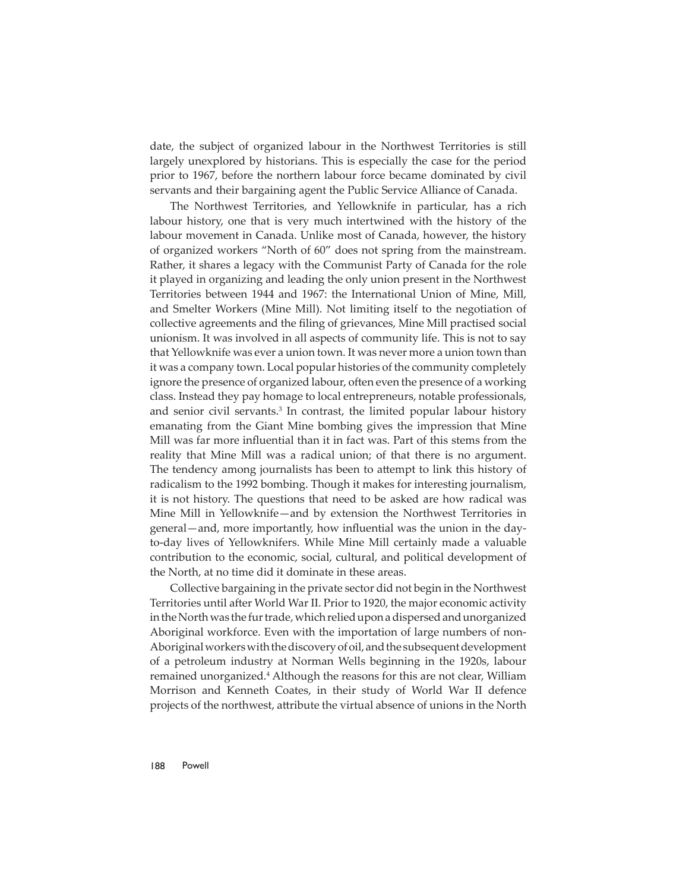date, the subject of organized labour in the Northwest Territories is still largely unexplored by historians. This is especially the case for the period prior to 1967, before the northern labour force became dominated by civil servants and their bargaining agent the Public Service Alliance of Canada.

The Northwest Territories, and Yellowknife in particular, has a rich labour history, one that is very much intertwined with the history of the labour movement in Canada. Unlike most of Canada, however, the history of organized workers "North of 60" does not spring from the mainstream. Rather, it shares a legacy with the Communist Party of Canada for the role it played in organizing and leading the only union present in the Northwest Territories between 1944 and 1967: the International Union of Mine, Mill, and Smelter Workers (Mine Mill). Not limiting itself to the negotiation of collective agreements and the filing of grievances, Mine Mill practised social unionism. It was involved in all aspects of community life. This is not to say that Yellowknife was ever a union town. It was never more a union town than it was a company town. Local popular histories of the community completely ignore the presence of organized labour, often even the presence of a working class. Instead they pay homage to local entrepreneurs, notable professionals, and senior civil servants.[3] In contrast, the limited popular labour history emanating from the Giant Mine bombing gives the impression that Mine Mill was far more influential than it in fact was. Part of this stems from the reality that Mine Mill was a radical union; of that there is no argument. The tendency among journalists has been to attempt to link this history of radicalism to the 1992 bombing. Though it makes for interesting journalism, it is not history. The questions that need to be asked are how radical was Mine Mill in Yellowknife—and by extension the Northwest Territories in general—and, more importantly, how influential was the union in the day-to-day lives of Yellowknifers. While Mine Mill certainly made a valuable contribution to the economic, social, cultural, and political development of the North, at no time did it dominate in these areas.

Collective bargaining in the private sector did not begin in the Northwest Territories until after World War II. Prior to 1920, the major economic activity in the North was the fur trade, which relied upon a dispersed and unorganized Aboriginal workforce. Even with the importation of large numbers of non-Aboriginal workers with the discovery of oil, and the subsequent development of a petroleum industry at Norman Wells beginning in the 1920s, labour remained unorganized.[4] Although the reasons for this are not clear, William Morrison and Kenneth Coates, in their study of World War II defence projects of the northwest, attribute the virtual absence of unions in the North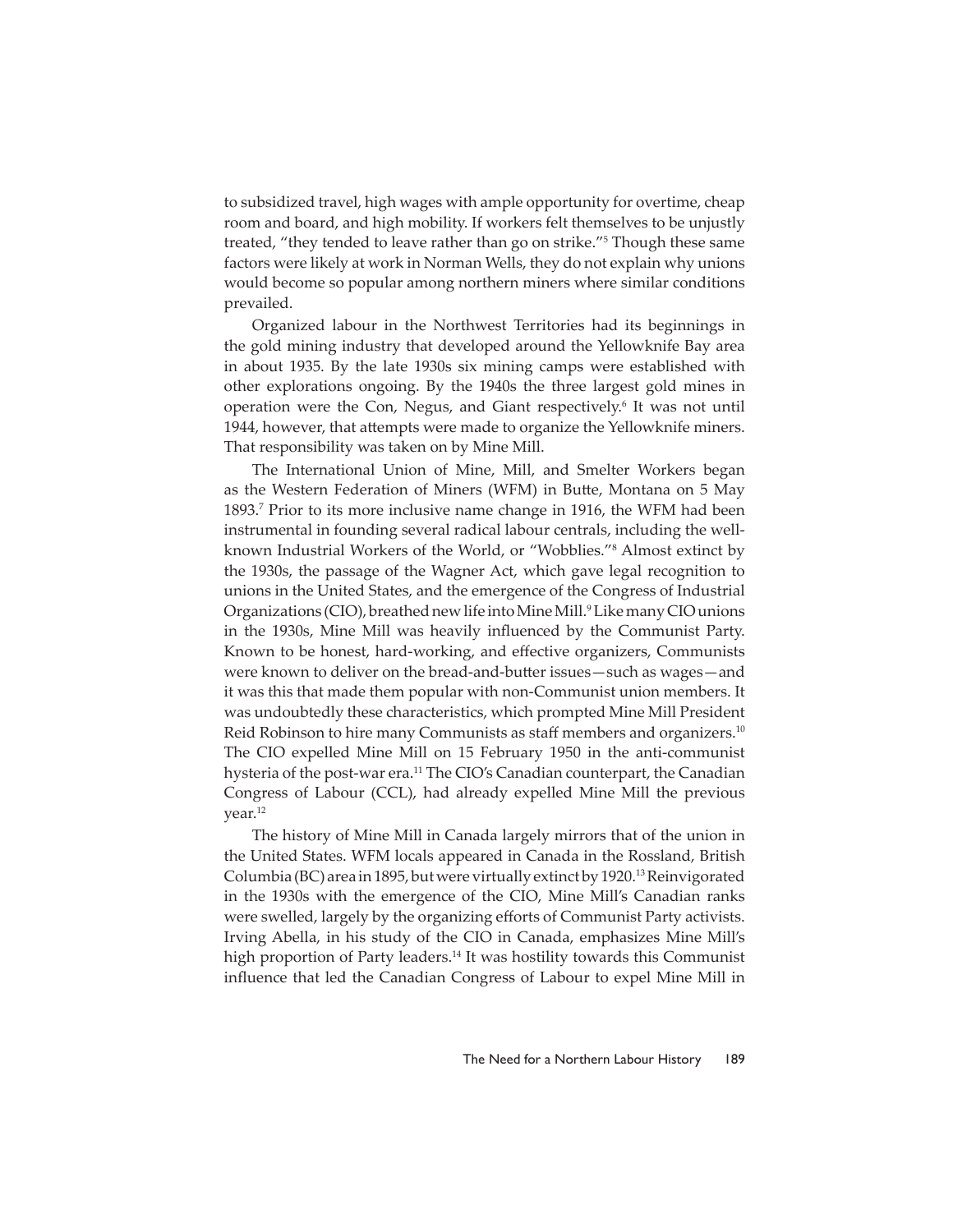to subsidized travel, high wages with ample opportunity for overtime, cheap room and board, and high mobility. If workers felt themselves to be unjustly treated, "they tended to leave rather than go on strike."[5] Though these same factors were likely at work in Norman Wells, they do not explain why unions would become so popular among northern miners where similar conditions prevailed.

Organized labour in the Northwest Territories had its beginnings in the gold mining industry that developed around the Yellowknife Bay area in about 1935. By the late 1930s six mining camps were established with other explorations ongoing. By the 1940s the three largest gold mines in operation were the Con, Negus, and Giant respectively.[6] It was not until 1944, however, that attempts were made to organize the Yellowknife miners. That responsibility was taken on by Mine Mill.

The International Union of Mine, Mill, and Smelter Workers began as the Western Federation of Miners (WFM) in Butte, Montana on 5 May 1893.[7] Prior to its more inclusive name change in 1916, the WFM had been instrumental in founding several radical labour centrals, including the well-known Industrial Workers of the World, or "Wobblies."[8] Almost extinct by the 1930s, the passage of the Wagner Act, which gave legal recognition to unions in the United States, and the emergence of the Congress of Industrial Organizations (CIO), breathed new life into Mine Mill.[9] Like many CIO unions in the 1930s, Mine Mill was heavily influenced by the Communist Party. Known to be honest, hard-working, and effective organizers, Communists were known to deliver on the bread-and-butter issues—such as wages—and it was this that made them popular with non-Communist union members. It was undoubtedly these characteristics, which prompted Mine Mill President Reid Robinson to hire many Communists as staff members and organizers.[10] The CIO expelled Mine Mill on 15 February 1950 in the anti-communist hysteria of the post-war era.[11] The CIO's Canadian counterpart, the Canadian Congress of Labour (CCL), had already expelled Mine Mill the previous year.[12]

The history of Mine Mill in Canada largely mirrors that of the union in the United States. WFM locals appeared in Canada in the Rossland, British Columbia (BC) area in 1895, but were virtually extinct by 1920.[13] Reinvigorated in the 1930s with the emergence of the CIO, Mine Mill's Canadian ranks were swelled, largely by the organizing efforts of Communist Party activists. Irving Abella, in his study of the CIO in Canada, emphasizes Mine Mill's high proportion of Party leaders.[14] It was hostility towards this Communist influence that led the Canadian Congress of Labour to expel Mine Mill in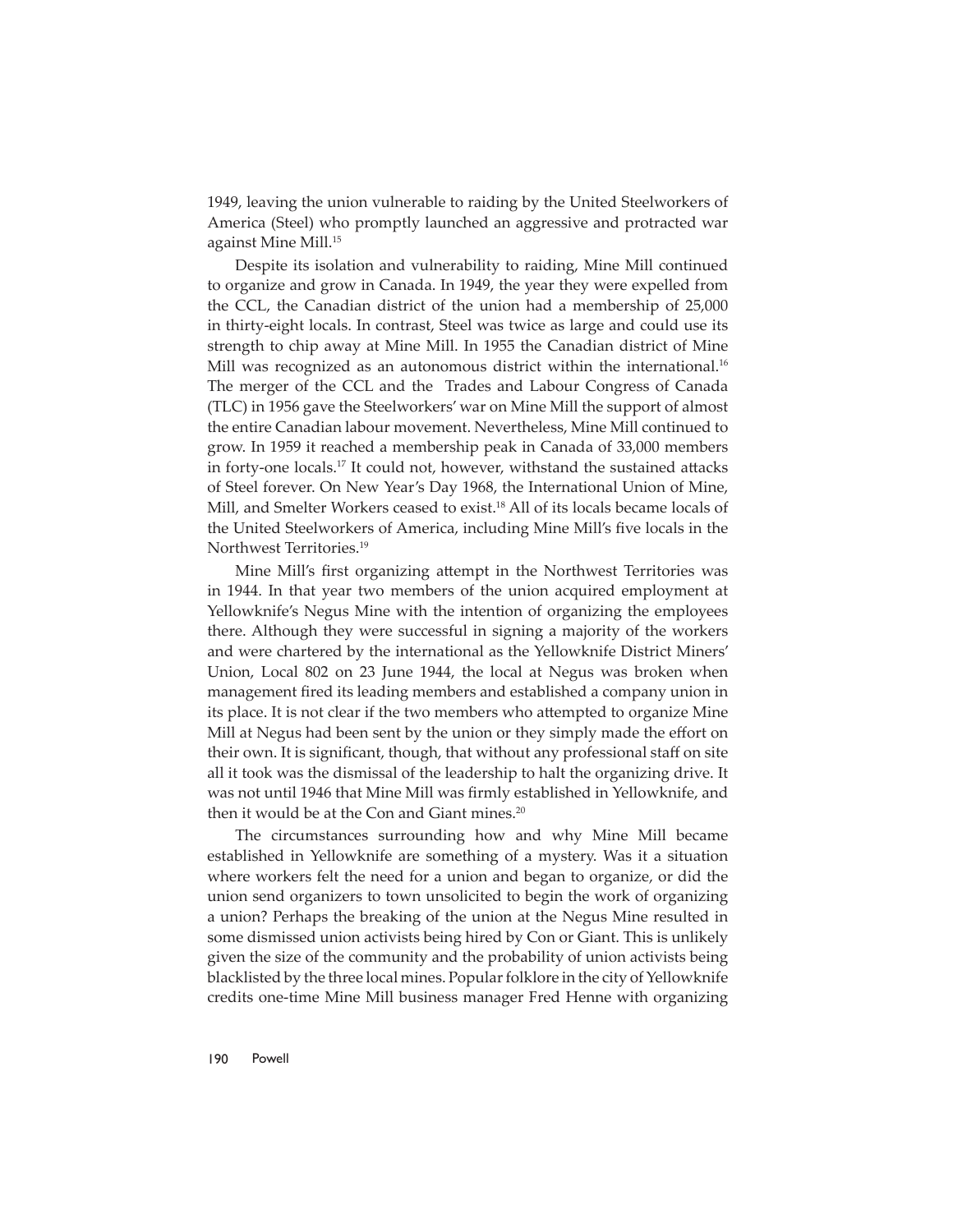1949, leaving the union vulnerable to raiding by the United Steelworkers of America (Steel) who promptly launched an aggressive and protracted war against Mine Mill.[15]

Despite its isolation and vulnerability to raiding, Mine Mill continued to organize and grow in Canada. In 1949, the year they were expelled from the CCL, the Canadian district of the union had a membership of 25,000 in thirty-eight locals. In contrast, Steel was twice as large and could use its strength to chip away at Mine Mill. In 1955 the Canadian district of Mine Mill was recognized as an autonomous district within the international.[16] The merger of the CCL and the Trades and Labour Congress of Canada (TLC) in 1956 gave the Steelworkers' war on Mine Mill the support of almost the entire Canadian labour movement. Nevertheless, Mine Mill continued to grow. In 1959 it reached a membership peak in Canada of 33,000 members in forty-one locals.[17] It could not, however, withstand the sustained attacks of Steel forever. On New Year's Day 1968, the International Union of Mine, Mill, and Smelter Workers ceased to exist.[18] All of its locals became locals of the United Steelworkers of America, including Mine Mill's five locals in the Northwest Territories.[19]

Mine Mill's first organizing attempt in the Northwest Territories was in 1944. In that year two members of the union acquired employment at Yellowknife's Negus Mine with the intention of organizing the employees there. Although they were successful in signing a majority of the workers and were chartered by the international as the Yellowknife District Miners' Union, Local 802 on 23 June 1944, the local at Negus was broken when management fired its leading members and established a company union in its place. It is not clear if the two members who attempted to organize Mine Mill at Negus had been sent by the union or they simply made the effort on their own. It is significant, though, that without any professional staff on site all it took was the dismissal of the leadership to halt the organizing drive. It was not until 1946 that Mine Mill was firmly established in Yellowknife, and then it would be at the Con and Giant mines.[20]

The circumstances surrounding how and why Mine Mill became established in Yellowknife are something of a mystery. Was it a situation where workers felt the need for a union and began to organize, or did the union send organizers to town unsolicited to begin the work of organizing a union? Perhaps the breaking of the union at the Negus Mine resulted in some dismissed union activists being hired by Con or Giant. This is unlikely given the size of the community and the probability of union activists being blacklisted by the three local mines. Popular folklore in the city of Yellowknife credits one-time Mine Mill business manager Fred Henne with organizing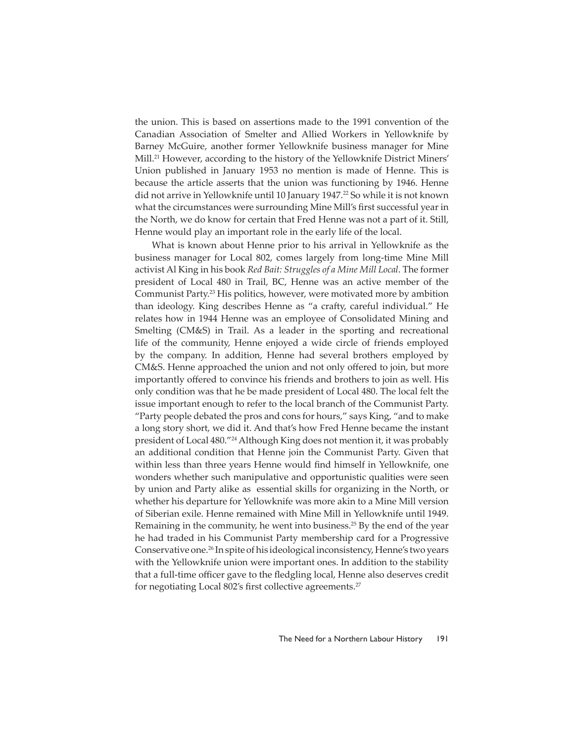the union. This is based on assertions made to the 1991 convention of the Canadian Association of Smelter and Allied Workers in Yellowknife by Barney McGuire, another former Yellowknife business manager for Mine Mill.[21] However, according to the history of the Yellowknife District Miners' Union published in January 1953 no mention is made of Henne. This is because the article asserts that the union was functioning by 1946. Henne did not arrive in Yellowknife until 10 January 1947.[22] So while it is not known what the circumstances were surrounding Mine Mill's first successful year in the North, we do know for certain that Fred Henne was not a part of it. Still, Henne would play an important role in the early life of the local.

What is known about Henne prior to his arrival in Yellowknife as the business manager for Local 802, comes largely from long-time Mine Mill activist Al King in his book *Red Bait: Struggles of a Mine Mill Local*. The former president of Local 480 in Trail, BC, Henne was an active member of the Communist Party.[23] His politics, however, were motivated more by ambition than ideology. King describes Henne as "a crafty, careful individual." He relates how in 1944 Henne was an employee of Consolidated Mining and Smelting (CM&S) in Trail. As a leader in the sporting and recreational life of the community, Henne enjoyed a wide circle of friends employed by the company. In addition, Henne had several brothers employed by CM&S. Henne approached the union and not only offered to join, but more importantly offered to convince his friends and brothers to join as well. His only condition was that he be made president of Local 480. The local felt the issue important enough to refer to the local branch of the Communist Party. "Party people debated the pros and cons for hours," says King, "and to make a long story short, we did it. And that's how Fred Henne became the instant president of Local 480."[24] Although King does not mention it, it was probably an additional condition that Henne join the Communist Party. Given that within less than three years Henne would find himself in Yellowknife, one wonders whether such manipulative and opportunistic qualities were seen by union and Party alike as essential skills for organizing in the North, or whether his departure for Yellowknife was more akin to a Mine Mill version of Siberian exile. Henne remained with Mine Mill in Yellowknife until 1949. Remaining in the community, he went into business.[25] By the end of the year he had traded in his Communist Party membership card for a Progressive Conservative one.[26] In spite of his ideological inconsistency, Henne's two years with the Yellowknife union were important ones. In addition to the stability that a full-time officer gave to the fledgling local, Henne also deserves credit for negotiating Local 802's first collective agreements.[27]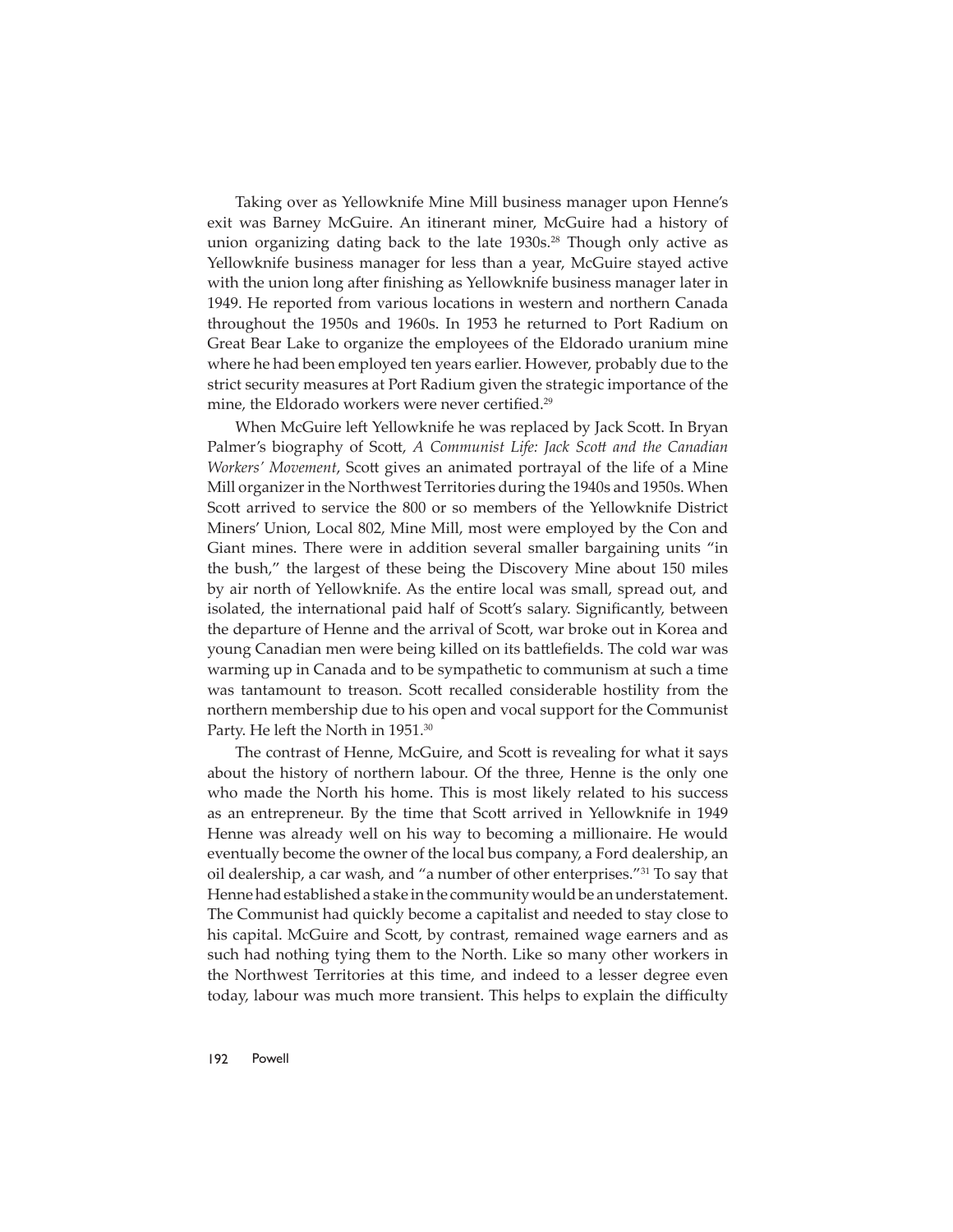Taking over as Yellowknife Mine Mill business manager upon Henne's exit was Barney McGuire. An itinerant miner, McGuire had a history of union organizing dating back to the late 1930s.[28] Though only active as Yellowknife business manager for less than a year, McGuire stayed active with the union long after finishing as Yellowknife business manager later in 1949. He reported from various locations in western and northern Canada throughout the 1950s and 1960s. In 1953 he returned to Port Radium on Great Bear Lake to organize the employees of the Eldorado uranium mine where he had been employed ten years earlier. However, probably due to the strict security measures at Port Radium given the strategic importance of the mine, the Eldorado workers were never certified.[29]

When McGuire left Yellowknife he was replaced by Jack Scott. In Bryan Palmer's biography of Scott, *A Communist Life: Jack Scott and the Canadian Workers' Movement*, Scott gives an animated portrayal of the life of a Mine Mill organizer in the Northwest Territories during the 1940s and 1950s. When Scott arrived to service the 800 or so members of the Yellowknife District Miners' Union, Local 802, Mine Mill, most were employed by the Con and Giant mines. There were in addition several smaller bargaining units "in the bush," the largest of these being the Discovery Mine about 150 miles by air north of Yellowknife. As the entire local was small, spread out, and isolated, the international paid half of Scott's salary. Significantly, between the departure of Henne and the arrival of Scott, war broke out in Korea and young Canadian men were being killed on its battlefields. The cold war was warming up in Canada and to be sympathetic to communism at such a time was tantamount to treason. Scott recalled considerable hostility from the northern membership due to his open and vocal support for the Communist Party. He left the North in 1951.[30]

The contrast of Henne, McGuire, and Scott is revealing for what it says about the history of northern labour. Of the three, Henne is the only one who made the North his home. This is most likely related to his success as an entrepreneur. By the time that Scott arrived in Yellowknife in 1949 Henne was already well on his way to becoming a millionaire. He would eventually become the owner of the local bus company, a Ford dealership, an oil dealership, a car wash, and "a number of other enterprises."[31] To say that Henne had established a stake in the community would be an understatement. The Communist had quickly become a capitalist and needed to stay close to his capital. McGuire and Scott, by contrast, remained wage earners and as such had nothing tying them to the North. Like so many other workers in the Northwest Territories at this time, and indeed to a lesser degree even today, labour was much more transient. This helps to explain the difficulty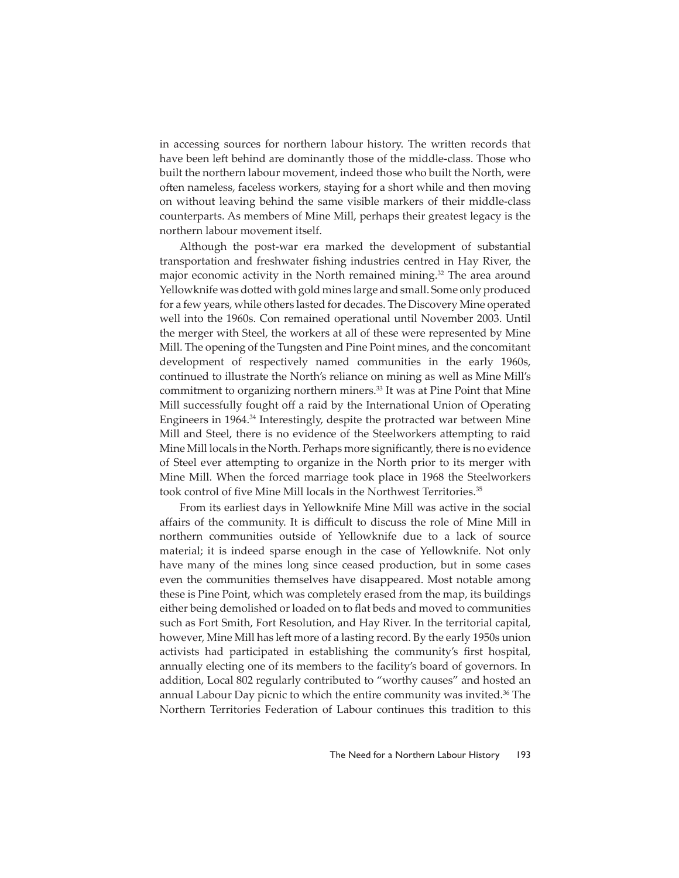in accessing sources for northern labour history. The written records that have been left behind are dominantly those of the middle-class. Those who built the northern labour movement, indeed those who built the North, were often nameless, faceless workers, staying for a short while and then moving on without leaving behind the same visible markers of their middle-class counterparts. As members of Mine Mill, perhaps their greatest legacy is the northern labour movement itself.

Although the post-war era marked the development of substantial transportation and freshwater fishing industries centred in Hay River, the major economic activity in the North remained mining.[32] The area around Yellowknife was dotted with gold mines large and small. Some only produced for a few years, while others lasted for decades. The Discovery Mine operated well into the 1960s. Con remained operational until November 2003. Until the merger with Steel, the workers at all of these were represented by Mine Mill. The opening of the Tungsten and Pine Point mines, and the concomitant development of respectively named communities in the early 1960s, continued to illustrate the North's reliance on mining as well as Mine Mill's commitment to organizing northern miners.[33] It was at Pine Point that Mine Mill successfully fought off a raid by the International Union of Operating Engineers in 1964.[34] Interestingly, despite the protracted war between Mine Mill and Steel, there is no evidence of the Steelworkers attempting to raid Mine Mill locals in the North. Perhaps more significantly, there is no evidence of Steel ever attempting to organize in the North prior to its merger with Mine Mill. When the forced marriage took place in 1968 the Steelworkers took control of five Mine Mill locals in the Northwest Territories.[35]

From its earliest days in Yellowknife Mine Mill was active in the social affairs of the community. It is difficult to discuss the role of Mine Mill in northern communities outside of Yellowknife due to a lack of source material; it is indeed sparse enough in the case of Yellowknife. Not only have many of the mines long since ceased production, but in some cases even the communities themselves have disappeared. Most notable among these is Pine Point, which was completely erased from the map, its buildings either being demolished or loaded on to flat beds and moved to communities such as Fort Smith, Fort Resolution, and Hay River. In the territorial capital, however, Mine Mill has left more of a lasting record. By the early 1950s union activists had participated in establishing the community's first hospital, annually electing one of its members to the facility's board of governors. In addition, Local 802 regularly contributed to "worthy causes" and hosted an annual Labour Day picnic to which the entire community was invited.[36] The Northern Territories Federation of Labour continues this tradition to this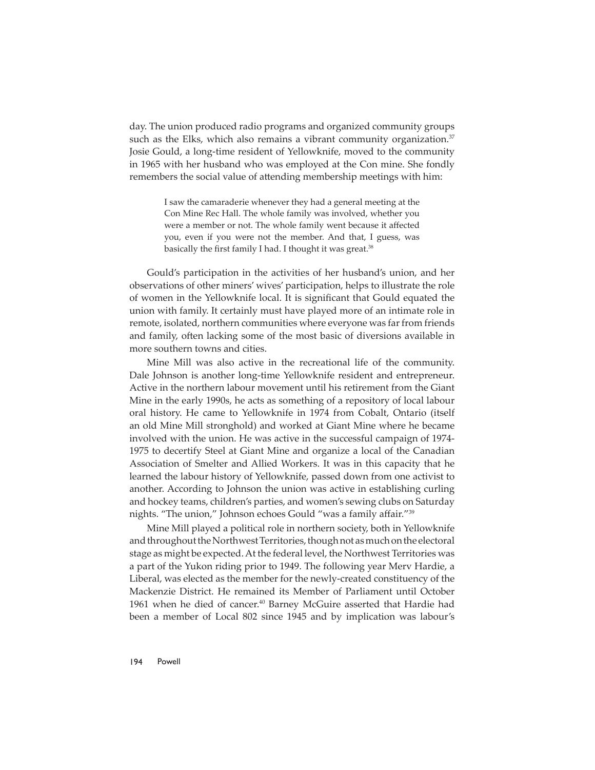day. The union produced radio programs and organized community groups such as the Elks, which also remains a vibrant community organization.[37] Josie Gould, a long-time resident of Yellowknife, moved to the community in 1965 with her husband who was employed at the Con mine. She fondly remembers the social value of attending membership meetings with him:

> I saw the camaraderie whenever they had a general meeting at the Con Mine Rec Hall. The whole family was involved, whether you were a member or not. The whole family went because it affected you, even if you were not the member. And that, I guess, was basically the first family I had. I thought it was great.[38]

Gould's participation in the activities of her husband's union, and her observations of other miners' wives' participation, helps to illustrate the role of women in the Yellowknife local. It is significant that Gould equated the union with family. It certainly must have played more of an intimate role in remote, isolated, northern communities where everyone was far from friends and family, often lacking some of the most basic of diversions available in more southern towns and cities.

Mine Mill was also active in the recreational life of the community. Dale Johnson is another long-time Yellowknife resident and entrepreneur. Active in the northern labour movement until his retirement from the Giant Mine in the early 1990s, he acts as something of a repository of local labour oral history. He came to Yellowknife in 1974 from Cobalt, Ontario (itself an old Mine Mill stronghold) and worked at Giant Mine where he became involved with the union. He was active in the successful campaign of 1974-1975 to decertify Steel at Giant Mine and organize a local of the Canadian Association of Smelter and Allied Workers. It was in this capacity that he learned the labour history of Yellowknife, passed down from one activist to another. According to Johnson the union was active in establishing curling and hockey teams, children's parties, and women's sewing clubs on Saturday nights. "The union," Johnson echoes Gould "was a family affair."[39]

Mine Mill played a political role in northern society, both in Yellowknife and throughout the Northwest Territories, though not as much on the electoral stage as might be expected. At the federal level, the Northwest Territories was a part of the Yukon riding prior to 1949. The following year Merv Hardie, a Liberal, was elected as the member for the newly-created constituency of the Mackenzie District. He remained its Member of Parliament until October 1961 when he died of cancer.[40] Barney McGuire asserted that Hardie had been a member of Local 802 since 1945 and by implication was labour's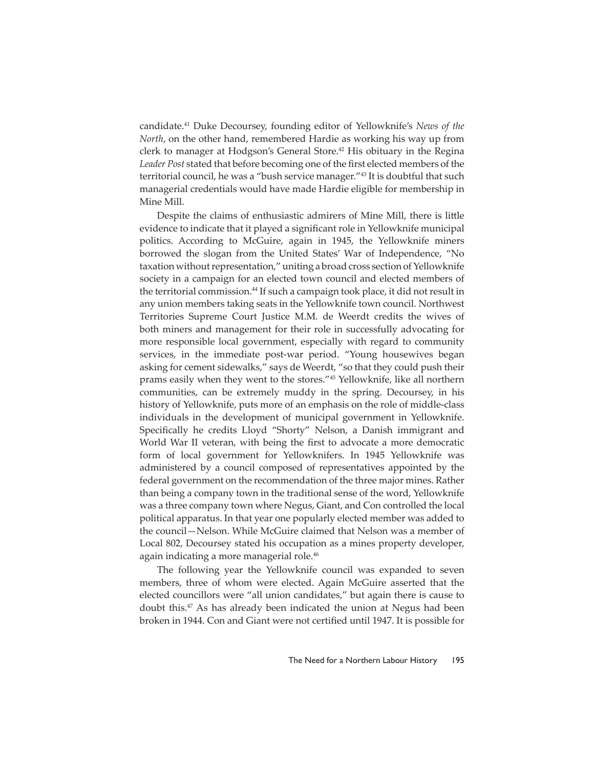candidate.[41] Duke Decoursey, founding editor of Yellowknife's *News of the North*, on the other hand, remembered Hardie as working his way up from clerk to manager at Hodgson's General Store.[42] His obituary in the Regina *Leader Post* stated that before becoming one of the first elected members of the territorial council, he was a "bush service manager."[43] It is doubtful that such managerial credentials would have made Hardie eligible for membership in Mine Mill.

Despite the claims of enthusiastic admirers of Mine Mill, there is little evidence to indicate that it played a significant role in Yellowknife municipal politics. According to McGuire, again in 1945, the Yellowknife miners borrowed the slogan from the United States' War of Independence, "No taxation without representation," uniting a broad cross section of Yellowknife society in a campaign for an elected town council and elected members of the territorial commission.[44] If such a campaign took place, it did not result in any union members taking seats in the Yellowknife town council. Northwest Territories Supreme Court Justice M.M. de Weerdt credits the wives of both miners and management for their role in successfully advocating for more responsible local government, especially with regard to community services, in the immediate post-war period. "Young housewives began asking for cement sidewalks," says de Weerdt, "so that they could push their prams easily when they went to the stores."[45] Yellowknife, like all northern communities, can be extremely muddy in the spring. Decoursey, in his history of Yellowknife, puts more of an emphasis on the role of middle-class individuals in the development of municipal government in Yellowknife. Specifically he credits Lloyd "Shorty" Nelson, a Danish immigrant and World War II veteran, with being the first to advocate a more democratic form of local government for Yellowknifers. In 1945 Yellowknife was administered by a council composed of representatives appointed by the federal government on the recommendation of the three major mines. Rather than being a company town in the traditional sense of the word, Yellowknife was a three company town where Negus, Giant, and Con controlled the local political apparatus. In that year one popularly elected member was added to the council—Nelson. While McGuire claimed that Nelson was a member of Local 802, Decoursey stated his occupation as a mines property developer, again indicating a more managerial role.[46]

The following year the Yellowknife council was expanded to seven members, three of whom were elected. Again McGuire asserted that the elected councillors were "all union candidates," but again there is cause to doubt this.[47] As has already been indicated the union at Negus had been broken in 1944. Con and Giant were not certified until 1947. It is possible for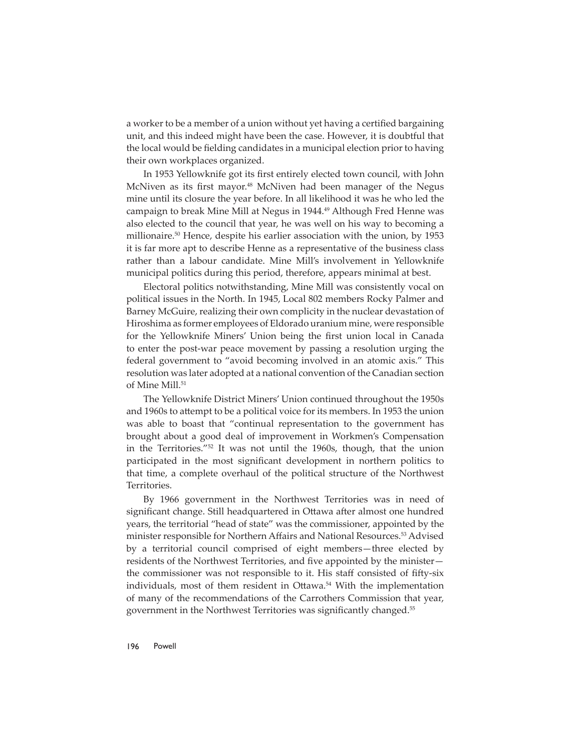a worker to be a member of a union without yet having a certified bargaining unit, and this indeed might have been the case. However, it is doubtful that the local would be fielding candidates in a municipal election prior to having their own workplaces organized.

In 1953 Yellowknife got its first entirely elected town council, with John McNiven as its first mayor.[48] McNiven had been manager of the Negus mine until its closure the year before. In all likelihood it was he who led the campaign to break Mine Mill at Negus in 1944.[49] Although Fred Henne was also elected to the council that year, he was well on his way to becoming a millionaire.[50] Hence, despite his earlier association with the union, by 1953 it is far more apt to describe Henne as a representative of the business class rather than a labour candidate. Mine Mill's involvement in Yellowknife municipal politics during this period, therefore, appears minimal at best.

Electoral politics notwithstanding, Mine Mill was consistently vocal on political issues in the North. In 1945, Local 802 members Rocky Palmer and Barney McGuire, realizing their own complicity in the nuclear devastation of Hiroshima as former employees of Eldorado uranium mine, were responsible for the Yellowknife Miners' Union being the first union local in Canada to enter the post-war peace movement by passing a resolution urging the federal government to "avoid becoming involved in an atomic axis." This resolution was later adopted at a national convention of the Canadian section of Mine Mill.[51]

The Yellowknife District Miners' Union continued throughout the 1950s and 1960s to attempt to be a political voice for its members. In 1953 the union was able to boast that "continual representation to the government has brought about a good deal of improvement in Workmen's Compensation in the Territories."[52] It was not until the 1960s, though, that the union participated in the most significant development in northern politics to that time, a complete overhaul of the political structure of the Northwest Territories.

By 1966 government in the Northwest Territories was in need of significant change. Still headquartered in Ottawa after almost one hundred years, the territorial "head of state" was the commissioner, appointed by the minister responsible for Northern Affairs and National Resources.[53] Advised by a territorial council comprised of eight members—three elected by residents of the Northwest Territories, and five appointed by the minister—the commissioner was not responsible to it. His staff consisted of fifty-six individuals, most of them resident in Ottawa.[54] With the implementation of many of the recommendations of the Carrothers Commission that year, government in the Northwest Territories was significantly changed.[55]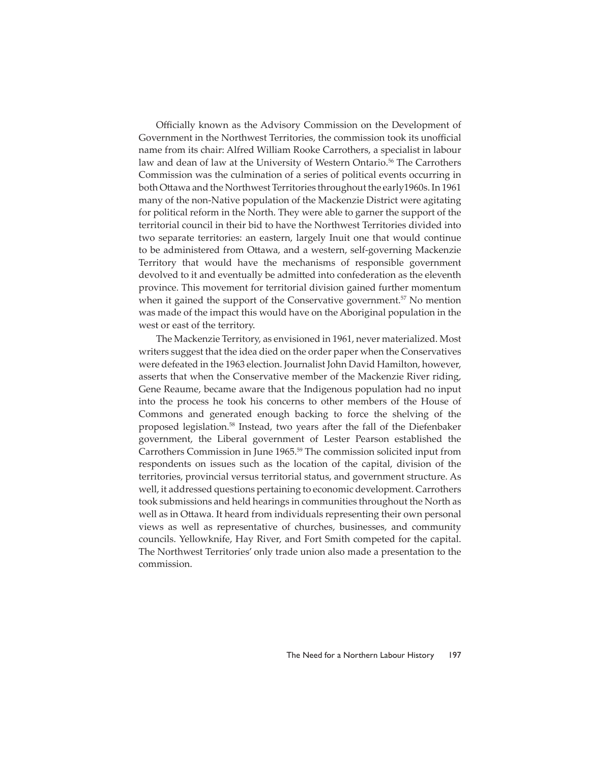Officially known as the Advisory Commission on the Development of Government in the Northwest Territories, the commission took its unofficial name from its chair: Alfred William Rooke Carrothers, a specialist in labour law and dean of law at the University of Western Ontario.[56] The Carrothers Commission was the culmination of a series of political events occurring in both Ottawa and the Northwest Territories throughout the early1960s. In 1961 many of the non-Native population of the Mackenzie District were agitating for political reform in the North. They were able to garner the support of the territorial council in their bid to have the Northwest Territories divided into two separate territories: an eastern, largely Inuit one that would continue to be administered from Ottawa, and a western, self-governing Mackenzie Territory that would have the mechanisms of responsible government devolved to it and eventually be admitted into confederation as the eleventh province. This movement for territorial division gained further momentum when it gained the support of the Conservative government.[57] No mention was made of the impact this would have on the Aboriginal population in the west or east of the territory.

The Mackenzie Territory, as envisioned in 1961, never materialized. Most writers suggest that the idea died on the order paper when the Conservatives were defeated in the 1963 election. Journalist John David Hamilton, however, asserts that when the Conservative member of the Mackenzie River riding, Gene Reaume, became aware that the Indigenous population had no input into the process he took his concerns to other members of the House of Commons and generated enough backing to force the shelving of the proposed legislation.[58] Instead, two years after the fall of the Diefenbaker government, the Liberal government of Lester Pearson established the Carrothers Commission in June 1965.[59] The commission solicited input from respondents on issues such as the location of the capital, division of the territories, provincial versus territorial status, and government structure. As well, it addressed questions pertaining to economic development. Carrothers took submissions and held hearings in communities throughout the North as well as in Ottawa. It heard from individuals representing their own personal views as well as representative of churches, businesses, and community councils. Yellowknife, Hay River, and Fort Smith competed for the capital. The Northwest Territories' only trade union also made a presentation to the commission.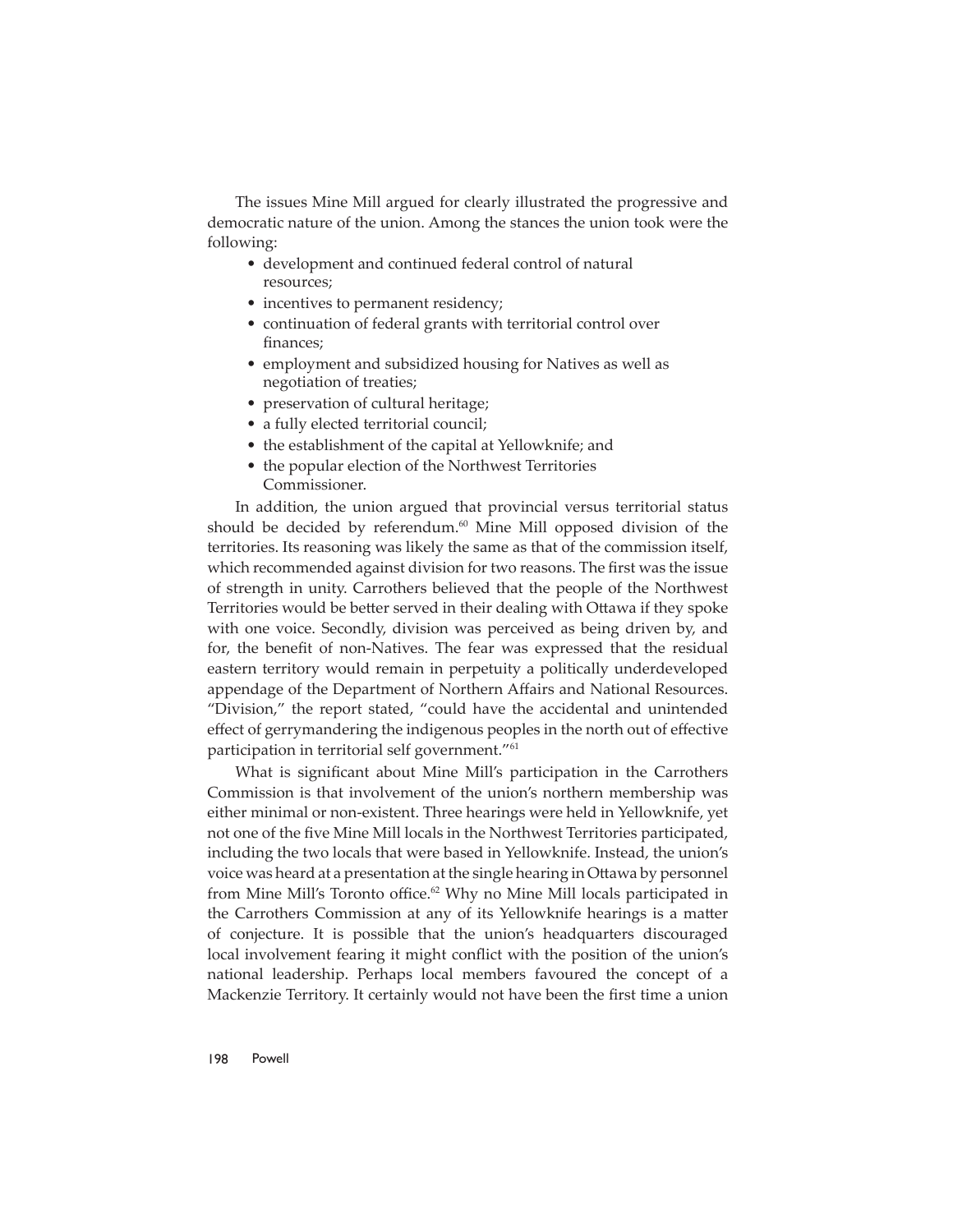The issues Mine Mill argued for clearly illustrated the progressive and democratic nature of the union. Among the stances the union took were the following:

- development and continued federal control of natural resources;
- incentives to permanent residency;
- continuation of federal grants with territorial control over finances;
- employment and subsidized housing for Natives as well as negotiation of treaties;
- preservation of cultural heritage;
- a fully elected territorial council;
- the establishment of the capital at Yellowknife; and
- the popular election of the Northwest Territories Commissioner.

In addition, the union argued that provincial versus territorial status should be decided by referendum.[60] Mine Mill opposed division of the territories. Its reasoning was likely the same as that of the commission itself, which recommended against division for two reasons. The first was the issue of strength in unity. Carrothers believed that the people of the Northwest Territories would be better served in their dealing with Ottawa if they spoke with one voice. Secondly, division was perceived as being driven by, and for, the benefit of non-Natives. The fear was expressed that the residual eastern territory would remain in perpetuity a politically underdeveloped appendage of the Department of Northern Affairs and National Resources. "Division," the report stated, "could have the accidental and unintended effect of gerrymandering the indigenous peoples in the north out of effective participation in territorial self government."[61]

What is significant about Mine Mill's participation in the Carrothers Commission is that involvement of the union's northern membership was either minimal or non-existent. Three hearings were held in Yellowknife, yet not one of the five Mine Mill locals in the Northwest Territories participated, including the two locals that were based in Yellowknife. Instead, the union's voice was heard at a presentation at the single hearing in Ottawa by personnel from Mine Mill's Toronto office.[62] Why no Mine Mill locals participated in the Carrothers Commission at any of its Yellowknife hearings is a matter of conjecture. It is possible that the union's headquarters discouraged local involvement fearing it might conflict with the position of the union's national leadership. Perhaps local members favoured the concept of a Mackenzie Territory. It certainly would not have been the first time a union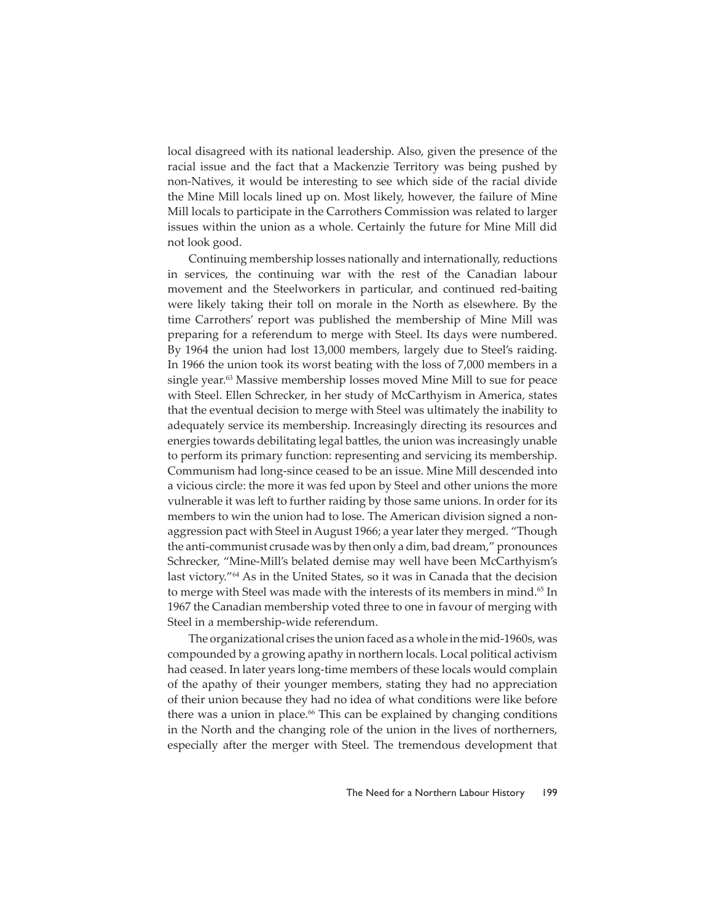local disagreed with its national leadership. Also, given the presence of the racial issue and the fact that a Mackenzie Territory was being pushed by non-Natives, it would be interesting to see which side of the racial divide the Mine Mill locals lined up on. Most likely, however, the failure of Mine Mill locals to participate in the Carrothers Commission was related to larger issues within the union as a whole. Certainly the future for Mine Mill did not look good.

Continuing membership losses nationally and internationally, reductions in services, the continuing war with the rest of the Canadian labour movement and the Steelworkers in particular, and continued red-baiting were likely taking their toll on morale in the North as elsewhere. By the time Carrothers' report was published the membership of Mine Mill was preparing for a referendum to merge with Steel. Its days were numbered. By 1964 the union had lost 13,000 members, largely due to Steel's raiding. In 1966 the union took its worst beating with the loss of 7,000 members in a single year.[63] Massive membership losses moved Mine Mill to sue for peace with Steel. Ellen Schrecker, in her study of McCarthyism in America, states that the eventual decision to merge with Steel was ultimately the inability to adequately service its membership. Increasingly directing its resources and energies towards debilitating legal battles, the union was increasingly unable to perform its primary function: representing and servicing its membership. Communism had long-since ceased to be an issue. Mine Mill descended into a vicious circle: the more it was fed upon by Steel and other unions the more vulnerable it was left to further raiding by those same unions. In order for its members to win the union had to lose. The American division signed a non-aggression pact with Steel in August 1966; a year later they merged. "Though the anti-communist crusade was by then only a dim, bad dream," pronounces Schrecker, "Mine-Mill's belated demise may well have been McCarthyism's last victory."[64] As in the United States, so it was in Canada that the decision to merge with Steel was made with the interests of its members in mind.[65] In 1967 the Canadian membership voted three to one in favour of merging with Steel in a membership-wide referendum.

The organizational crises the union faced as a whole in the mid-1960s, was compounded by a growing apathy in northern locals. Local political activism had ceased. In later years long-time members of these locals would complain of the apathy of their younger members, stating they had no appreciation of their union because they had no idea of what conditions were like before there was a union in place.[66] This can be explained by changing conditions in the North and the changing role of the union in the lives of northerners, especially after the merger with Steel. The tremendous development that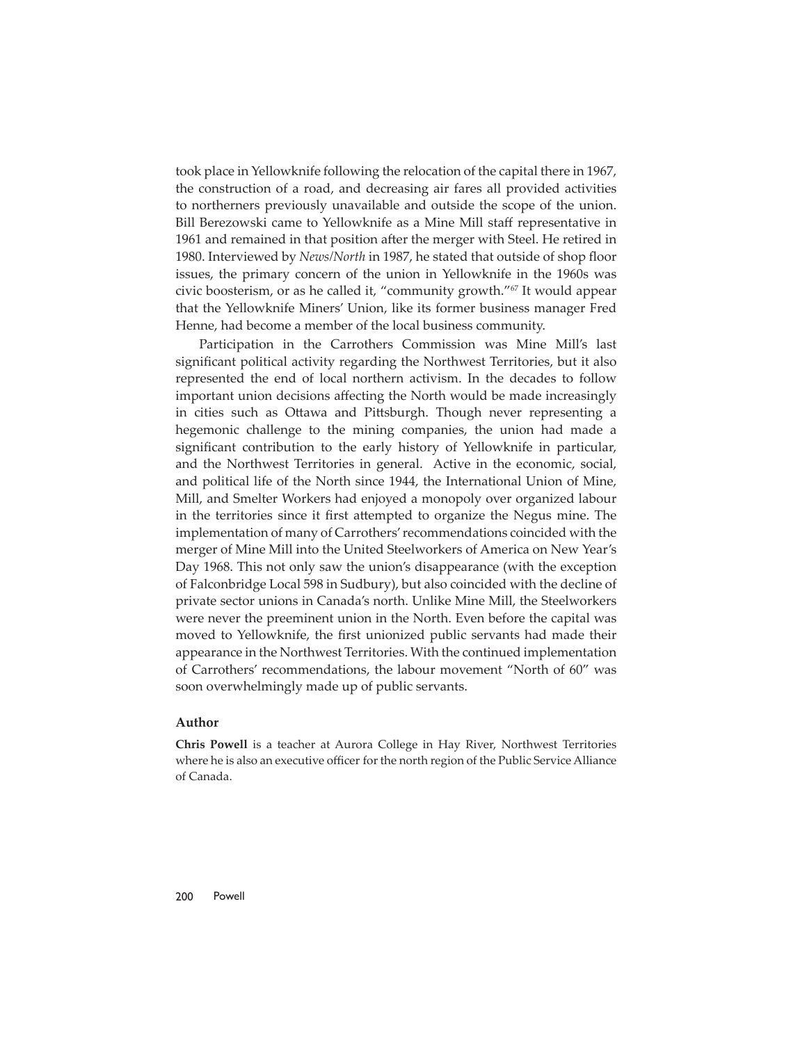took place in Yellowknife following the relocation of the capital there in 1967, the construction of a road, and decreasing air fares all provided activities to northerners previously unavailable and outside the scope of the union. Bill Berezowski came to Yellowknife as a Mine Mill staff representative in 1961 and remained in that position after the merger with Steel. He retired in 1980. Interviewed by *News/North* in 1987, he stated that outside of shop floor issues, the primary concern of the union in Yellowknife in the 1960s was civic boosterism, or as he called it, "community growth."[67] It would appear that the Yellowknife Miners' Union, like its former business manager Fred Henne, had become a member of the local business community.

Participation in the Carrothers Commission was Mine Mill's last significant political activity regarding the Northwest Territories, but it also represented the end of local northern activism. In the decades to follow important union decisions affecting the North would be made increasingly in cities such as Ottawa and Pittsburgh. Though never representing a hegemonic challenge to the mining companies, the union had made a significant contribution to the early history of Yellowknife in particular, and the Northwest Territories in general. Active in the economic, social, and political life of the North since 1944, the International Union of Mine, Mill, and Smelter Workers had enjoyed a monopoly over organized labour in the territories since it first attempted to organize the Negus mine. The implementation of many of Carrothers' recommendations coincided with the merger of Mine Mill into the United Steelworkers of America on New Year's Day 1968. This not only saw the union's disappearance (with the exception of Falconbridge Local 598 in Sudbury), but also coincided with the decline of private sector unions in Canada's north. Unlike Mine Mill, the Steelworkers were never the preeminent union in the North. Even before the capital was moved to Yellowknife, the first unionized public servants had made their appearance in the Northwest Territories. With the continued implementation of Carrothers' recommendations, the labour movement "North of 60" was soon overwhelmingly made up of public servants.

### Author

**Chris Powell** is a teacher at Aurora College in Hay River, Northwest Territories where he is also an executive officer for the north region of the Public Service Alliance of Canada.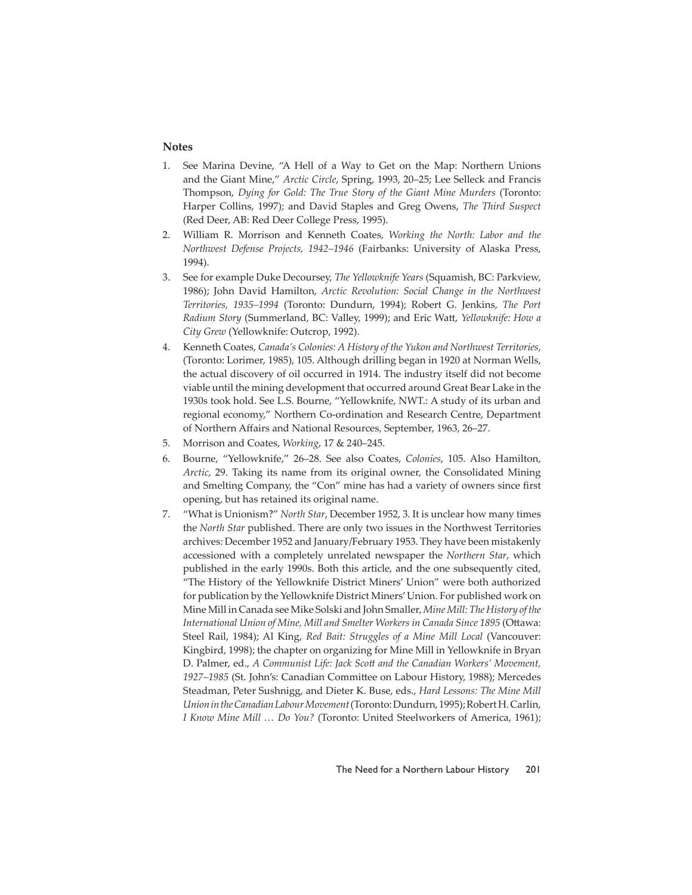### Notes

1. See Marina Devine, "A Hell of a Way to Get on the Map: Northern Unions and the Giant Mine," *Arctic Circle*, Spring, 1993, 20–25; Lee Selleck and Francis Thompson, *Dying for Gold: The True Story of the Giant Mine Murders* (Toronto: Harper Collins, 1997); and David Staples and Greg Owens, *The Third Suspect* (Red Deer, AB: Red Deer College Press, 1995).
2. William R. Morrison and Kenneth Coates, *Working the North: Labor and the Northwest Defense Projects, 1942–1946* (Fairbanks: University of Alaska Press, 1994).
3. See for example Duke Decoursey, *The Yellowknife Years* (Squamish, BC: Parkview, 1986); John David Hamilton, *Arctic Revolution: Social Change in the Northwest Territories, 1935–1994* (Toronto: Dundurn, 1994); Robert G. Jenkins, *The Port Radium Story* (Summerland, BC: Valley, 1999); and Eric Watt, *Yellowknife: How a City Grew* (Yellowknife: Outcrop, 1992).
4. Kenneth Coates, *Canada's Colonies: A History of the Yukon and Northwest Territories*, (Toronto: Lorimer, 1985), 105. Although drilling began in 1920 at Norman Wells, the actual discovery of oil occurred in 1914. The industry itself did not become viable until the mining development that occurred around Great Bear Lake in the 1930s took hold. See L.S. Bourne, "Yellowknife, NWT.: A study of its urban and regional economy," Northern Co-ordination and Research Centre, Department of Northern Affairs and National Resources, September, 1963, 26–27.
5. Morrison and Coates, *Working*, 17 & 240–245.
6. Bourne, "Yellowknife," 26–28. See also Coates, *Colonies*, 105. Also Hamilton, *Arctic*, 29. Taking its name from its original owner, the Consolidated Mining and Smelting Company, the "Con" mine has had a variety of owners since first opening, but has retained its original name.
7. "What is Unionism?" *North Star*, December 1952, 3. It is unclear how many times the *North Star* published. There are only two issues in the Northwest Territories archives: December 1952 and January/February 1953. They have been mistakenly accessioned with a completely unrelated newspaper the *Northern Star*, which published in the early 1990s. Both this article, and the one subsequently cited, "The History of the Yellowknife District Miners' Union" were both authorized for publication by the Yellowknife District Miners' Union. For published work on Mine Mill in Canada see Mike Solski and John Smaller, *Mine Mill: The History of the International Union of Mine, Mill and Smelter Workers in Canada Since 1895* (Ottawa: Steel Rail, 1984); Al King, *Red Bait: Struggles of a Mine Mill Local* (Vancouver: Kingbird, 1998); the chapter on organizing for Mine Mill in Yellowknife in Bryan D. Palmer, ed., *A Communist Life: Jack Scott and the Canadian Workers' Movement, 1927–1985* (St. John's: Canadian Committee on Labour History, 1988); Mercedes Steadman, Peter Sushnigg, and Dieter K. Buse, eds., *Hard Lessons: The Mine Mill Union in the Canadian Labour Movement* (Toronto: Dundurn, 1995); Robert H. Carlin, *I Know Mine Mill … Do You?* (Toronto: United Steelworkers of America, 1961);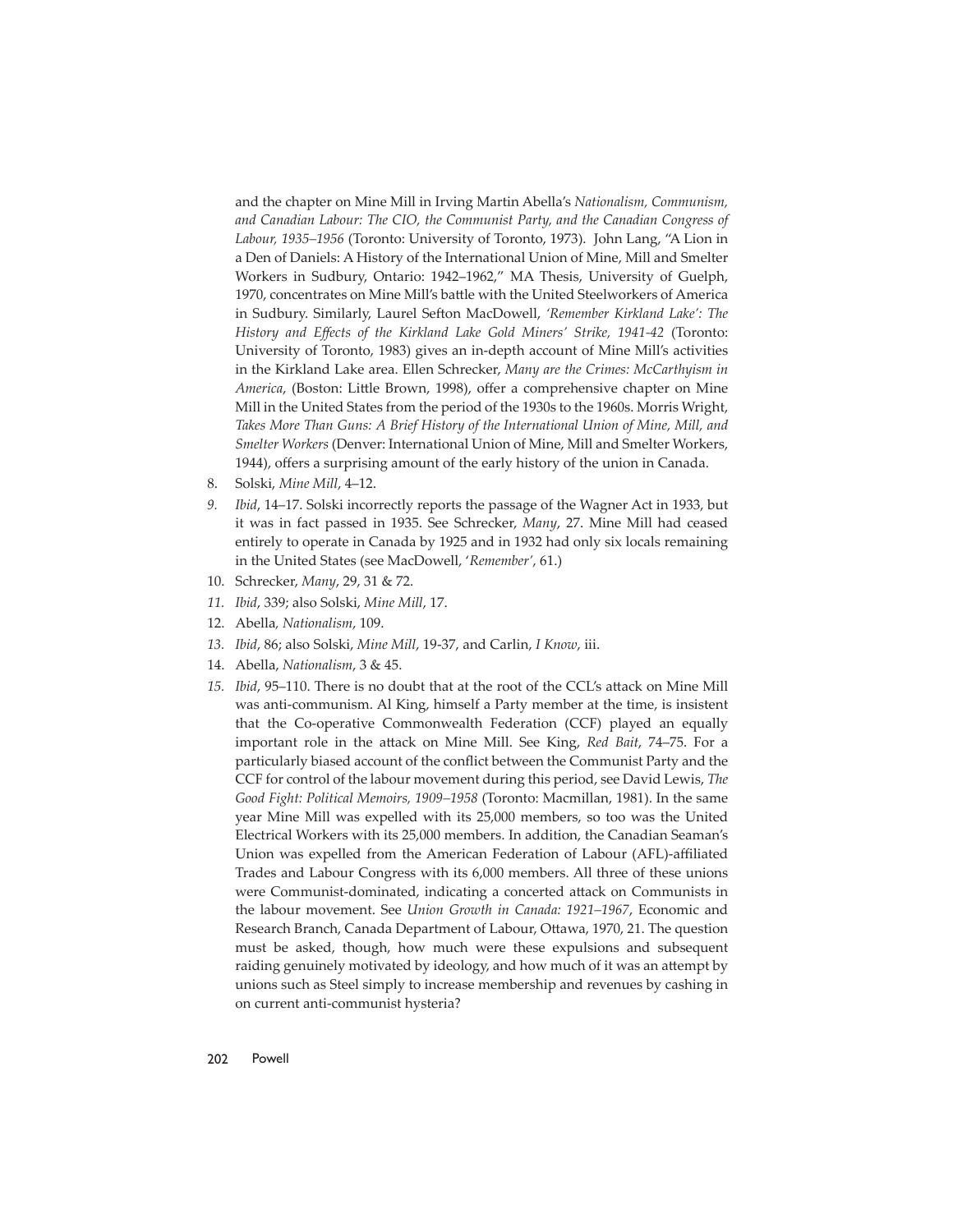and the chapter on Mine Mill in Irving Martin Abella's *Nationalism, Communism, and Canadian Labour: The CIO, the Communist Party, and the Canadian Congress of Labour, 1935–1956* (Toronto: University of Toronto, 1973). John Lang, "A Lion in a Den of Daniels: A History of the International Union of Mine, Mill and Smelter Workers in Sudbury, Ontario: 1942–1962," MA Thesis, University of Guelph, 1970, concentrates on Mine Mill's battle with the United Steelworkers of America in Sudbury. Similarly, Laurel Sefton MacDowell, *'Remember Kirkland Lake': The History and Effects of the Kirkland Lake Gold Miners' Strike, 1941-42* (Toronto: University of Toronto, 1983) gives an in-depth account of Mine Mill's activities in the Kirkland Lake area. Ellen Schrecker, *Many are the Crimes: McCarthyism in America*, (Boston: Little Brown, 1998), offer a comprehensive chapter on Mine Mill in the United States from the period of the 1930s to the 1960s. Morris Wright, *Takes More Than Guns: A Brief History of the International Union of Mine, Mill, and Smelter Workers* (Denver: International Union of Mine, Mill and Smelter Workers, 1944), offers a surprising amount of the early history of the union in Canada.

8. Solski, *Mine Mill*, 4–12.
9. *Ibid*, 14–17. Solski incorrectly reports the passage of the Wagner Act in 1933, but it was in fact passed in 1935. See Schrecker, *Many*, 27. Mine Mill had ceased entirely to operate in Canada by 1925 and in 1932 had only six locals remaining in the United States (see MacDowell, '*Remember*', 61.)
10. Schrecker, *Many*, 29, 31 & 72.
11. *Ibid*, 339; also Solski, *Mine Mill*, 17.
12. Abella, *Nationalism*, 109.
13. *Ibid*, 86; also Solski, *Mine Mill*, 19-37, and Carlin, *I Know*, iii.
14. Abella, *Nationalism*, 3 & 45.
15. *Ibid*, 95–110. There is no doubt that at the root of the CCL's attack on Mine Mill was anti-communism. Al King, himself a Party member at the time, is insistent that the Co-operative Commonwealth Federation (CCF) played an equally important role in the attack on Mine Mill. See King, *Red Bait*, 74–75. For a particularly biased account of the conflict between the Communist Party and the CCF for control of the labour movement during this period, see David Lewis, *The Good Fight: Political Memoirs, 1909–1958* (Toronto: Macmillan, 1981). In the same year Mine Mill was expelled with its 25,000 members, so too was the United Electrical Workers with its 25,000 members. In addition, the Canadian Seaman's Union was expelled from the American Federation of Labour (AFL)-affiliated Trades and Labour Congress with its 6,000 members. All three of these unions were Communist-dominated, indicating a concerted attack on Communists in the labour movement. See *Union Growth in Canada: 1921–1967*, Economic and Research Branch, Canada Department of Labour, Ottawa, 1970, 21. The question must be asked, though, how much were these expulsions and subsequent raiding genuinely motivated by ideology, and how much of it was an attempt by unions such as Steel simply to increase membership and revenues by cashing in on current anti-communist hysteria?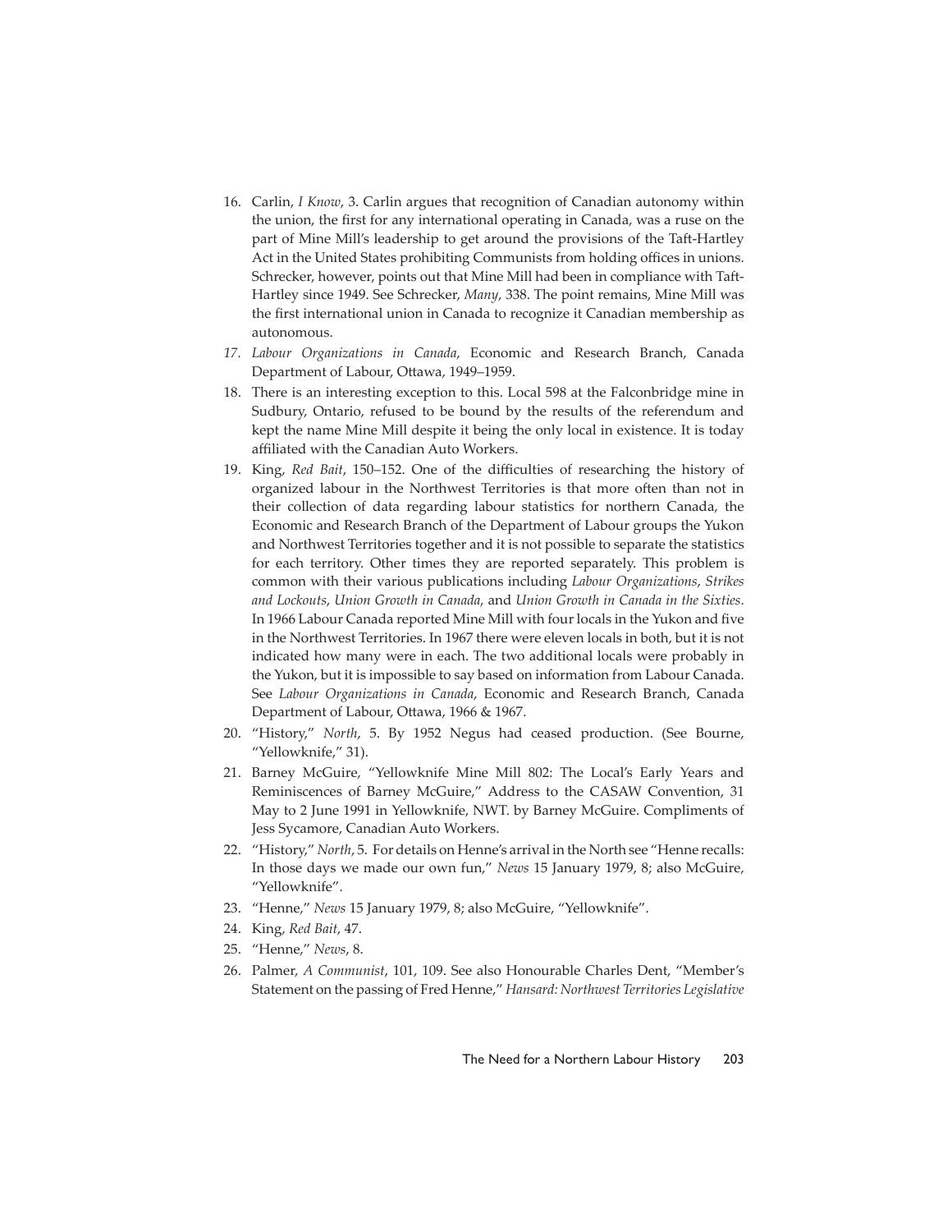16. Carlin, *I Know*, 3. Carlin argues that recognition of Canadian autonomy within the union, the first for any international operating in Canada, was a ruse on the part of Mine Mill's leadership to get around the provisions of the Taft-Hartley Act in the United States prohibiting Communists from holding offices in unions. Schrecker, however, points out that Mine Mill had been in compliance with Taft-Hartley since 1949. See Schrecker, *Many*, 338. The point remains, Mine Mill was the first international union in Canada to recognize it Canadian membership as autonomous.
17. *Labour Organizations in Canada*, Economic and Research Branch, Canada Department of Labour, Ottawa, 1949–1959.
18. There is an interesting exception to this. Local 598 at the Falconbridge mine in Sudbury, Ontario, refused to be bound by the results of the referendum and kept the name Mine Mill despite it being the only local in existence. It is today affiliated with the Canadian Auto Workers.
19. King, *Red Bait*, 150–152. One of the difficulties of researching the history of organized labour in the Northwest Territories is that more often than not in their collection of data regarding labour statistics for northern Canada, the Economic and Research Branch of the Department of Labour groups the Yukon and Northwest Territories together and it is not possible to separate the statistics for each territory. Other times they are reported separately. This problem is common with their various publications including *Labour Organizations*, *Strikes and Lockouts*, *Union Growth in Canada*, and *Union Growth in Canada in the Sixties*. In 1966 Labour Canada reported Mine Mill with four locals in the Yukon and five in the Northwest Territories. In 1967 there were eleven locals in both, but it is not indicated how many were in each. The two additional locals were probably in the Yukon, but it is impossible to say based on information from Labour Canada. See *Labour Organizations in Canada*, Economic and Research Branch, Canada Department of Labour, Ottawa, 1966 & 1967.
20. "History," *North*, 5. By 1952 Negus had ceased production. (See Bourne, "Yellowknife," 31).
21. Barney McGuire, "Yellowknife Mine Mill 802: The Local's Early Years and Reminiscences of Barney McGuire," Address to the CASAW Convention, 31 May to 2 June 1991 in Yellowknife, NWT. by Barney McGuire. Compliments of Jess Sycamore, Canadian Auto Workers.
22. "History," *North*, 5. For details on Henne's arrival in the North see "Henne recalls: In those days we made our own fun," *News* 15 January 1979, 8; also McGuire, "Yellowknife".
23. "Henne," *News* 15 January 1979, 8; also McGuire, "Yellowknife".
24. King, *Red Bait*, 47.
25. "Henne," *News*, 8.
26. Palmer, *A Communist*, 101, 109. See also Honourable Charles Dent, "Member's Statement on the passing of Fred Henne," *Hansard: Northwest Territories Legislative*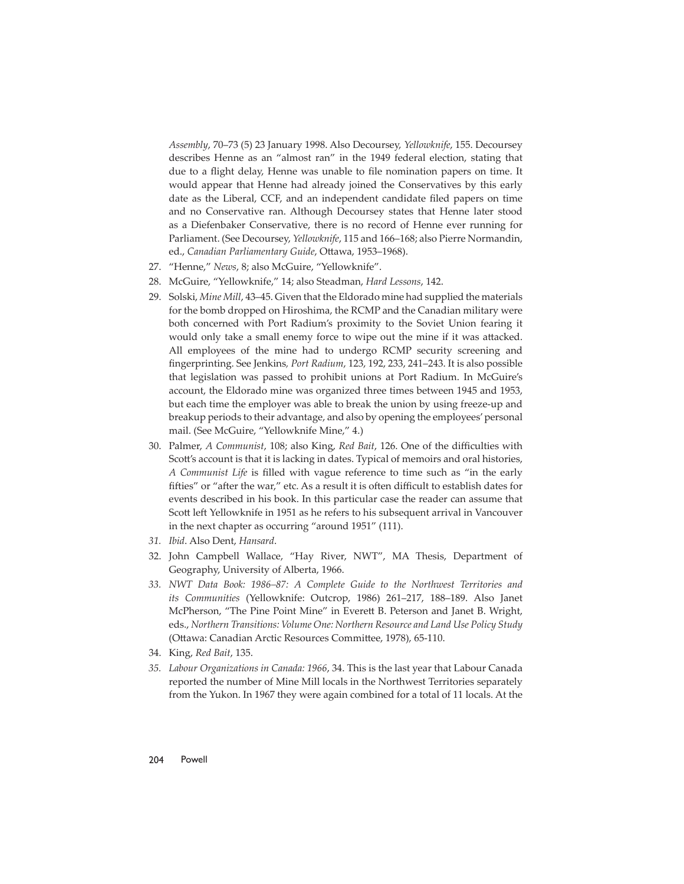*Assembly*, 70–73 (5) 23 January 1998. Also Decoursey, *Yellowknife*, 155. Decoursey describes Henne as an "almost ran" in the 1949 federal election, stating that due to a flight delay, Henne was unable to file nomination papers on time. It would appear that Henne had already joined the Conservatives by this early date as the Liberal, CCF, and an independent candidate filed papers on time and no Conservative ran. Although Decoursey states that Henne later stood as a Diefenbaker Conservative, there is no record of Henne ever running for Parliament. (See Decoursey, *Yellowknife*, 115 and 166–168; also Pierre Normandin, ed., *Canadian Parliamentary Guide*, Ottawa, 1953–1968).

27. "Henne," *News*, 8; also McGuire, "Yellowknife".
28. McGuire, "Yellowknife," 14; also Steadman, *Hard Lessons*, 142.
29. Solski, *Mine Mill*, 43–45. Given that the Eldorado mine had supplied the materials for the bomb dropped on Hiroshima, the RCMP and the Canadian military were both concerned with Port Radium's proximity to the Soviet Union fearing it would only take a small enemy force to wipe out the mine if it was attacked. All employees of the mine had to undergo RCMP security screening and fingerprinting. See Jenkins, *Port Radium*, 123, 192, 233, 241–243. It is also possible that legislation was passed to prohibit unions at Port Radium. In McGuire's account, the Eldorado mine was organized three times between 1945 and 1953, but each time the employer was able to break the union by using freeze-up and breakup periods to their advantage, and also by opening the employees' personal mail. (See McGuire, "Yellowknife Mine," 4.)
30. Palmer, *A Communist*, 108; also King, *Red Bait*, 126. One of the difficulties with Scott's account is that it is lacking in dates. Typical of memoirs and oral histories, *A Communist Life* is filled with vague reference to time such as "in the early fifties" or "after the war," etc. As a result it is often difficult to establish dates for events described in his book. In this particular case the reader can assume that Scott left Yellowknife in 1951 as he refers to his subsequent arrival in Vancouver in the next chapter as occurring "around 1951" (111).
31. *Ibid*. Also Dent, *Hansard*.
32. John Campbell Wallace, "Hay River, NWT", MA Thesis, Department of Geography, University of Alberta, 1966.
33. *NWT Data Book: 1986–87: A Complete Guide to the Northwest Territories and its Communities* (Yellowknife: Outcrop, 1986) 261–217, 188–189. Also Janet McPherson, "The Pine Point Mine" in Everett B. Peterson and Janet B. Wright, eds., *Northern Transitions: Volume One: Northern Resource and Land Use Policy Study* (Ottawa: Canadian Arctic Resources Committee, 1978), 65-110.
34. King, *Red Bait*, 135.
35. *Labour Organizations in Canada: 1966*, 34. This is the last year that Labour Canada reported the number of Mine Mill locals in the Northwest Territories separately from the Yukon. In 1967 they were again combined for a total of 11 locals. At the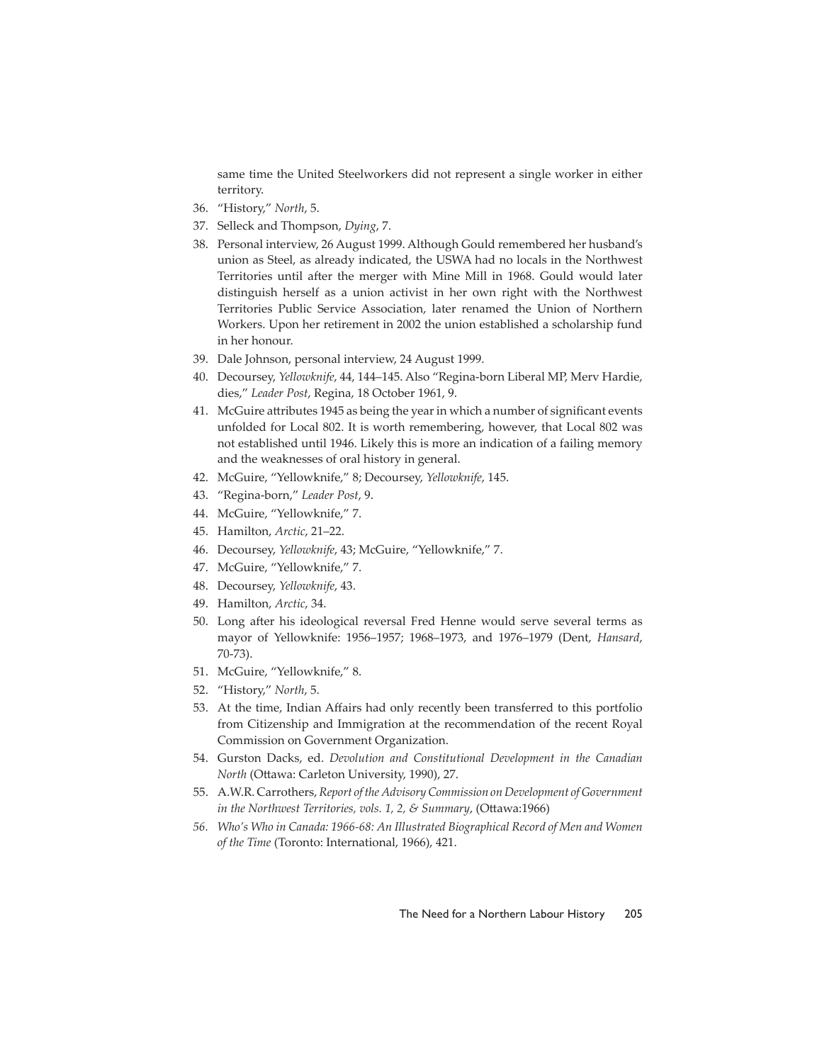same time the United Steelworkers did not represent a single worker in either territory.

36. "History," *North*, 5.
37. Selleck and Thompson, *Dying*, 7.
38. Personal interview, 26 August 1999. Although Gould remembered her husband's union as Steel, as already indicated, the USWA had no locals in the Northwest Territories until after the merger with Mine Mill in 1968. Gould would later distinguish herself as a union activist in her own right with the Northwest Territories Public Service Association, later renamed the Union of Northern Workers. Upon her retirement in 2002 the union established a scholarship fund in her honour.
39. Dale Johnson, personal interview, 24 August 1999.
40. Decoursey, *Yellowknife*, 44, 144–145. Also "Regina-born Liberal MP, Merv Hardie, dies," *Leader Post*, Regina, 18 October 1961, 9.
41. McGuire attributes 1945 as being the year in which a number of significant events unfolded for Local 802. It is worth remembering, however, that Local 802 was not established until 1946. Likely this is more an indication of a failing memory and the weaknesses of oral history in general.
42. McGuire, "Yellowknife," 8; Decoursey, *Yellowknife*, 145.
43. "Regina-born," *Leader Post*, 9.
44. McGuire, "Yellowknife," 7.
45. Hamilton, *Arctic*, 21–22.
46. Decoursey, *Yellowknife*, 43; McGuire, "Yellowknife," 7.
47. McGuire, "Yellowknife," 7.
48. Decoursey, *Yellowknife*, 43.
49. Hamilton, *Arctic*, 34.
50. Long after his ideological reversal Fred Henne would serve several terms as mayor of Yellowknife: 1956–1957; 1968–1973, and 1976–1979 (Dent, *Hansard*, 70-73).
51. McGuire, "Yellowknife," 8.
52. "History," *North*, 5.
53. At the time, Indian Affairs had only recently been transferred to this portfolio from Citizenship and Immigration at the recommendation of the recent Royal Commission on Government Organization.
54. Gurston Dacks, ed. *Devolution and Constitutional Development in the Canadian North* (Ottawa: Carleton University, 1990), 27.
55. A.W.R. Carrothers, *Report of the Advisory Commission on Development of Government in the Northwest Territories, vols. 1, 2, & Summary*, (Ottawa:1966)
56. *Who's Who in Canada: 1966-68: An Illustrated Biographical Record of Men and Women of the Time* (Toronto: International, 1966), 421.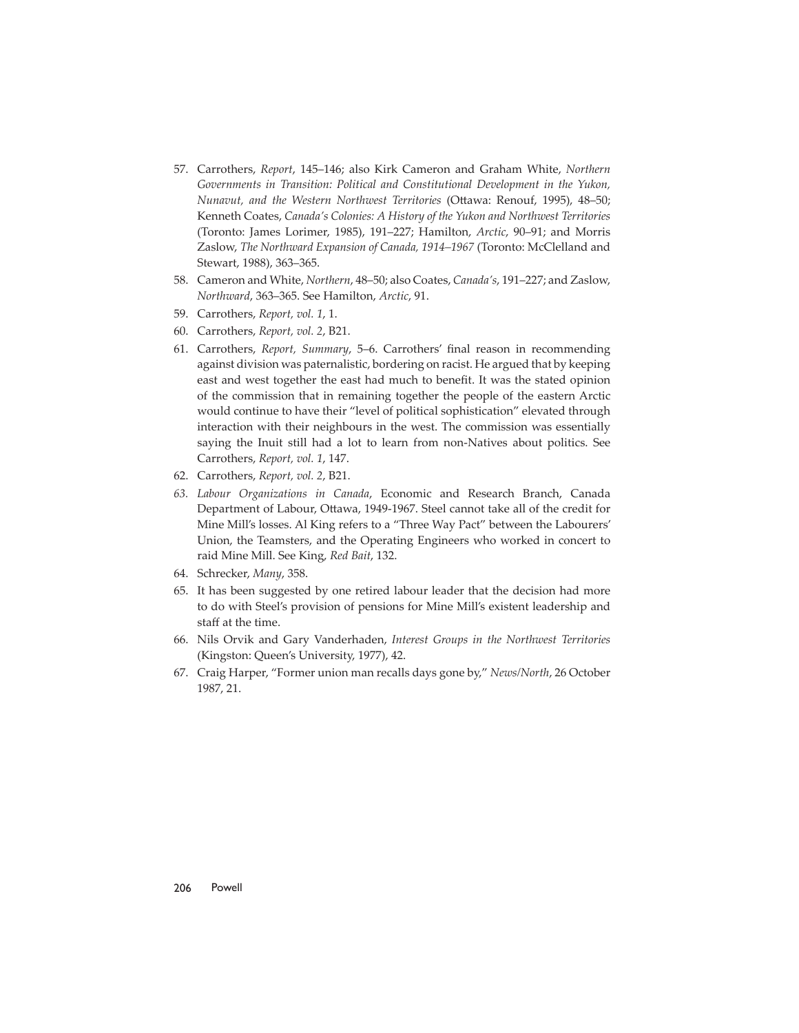57. Carrothers, *Report*, 145–146; also Kirk Cameron and Graham White, *Northern Governments in Transition: Political and Constitutional Development in the Yukon, Nunavut, and the Western Northwest Territories* (Ottawa: Renouf, 1995), 48–50; Kenneth Coates, *Canada's Colonies: A History of the Yukon and Northwest Territories* (Toronto: James Lorimer, 1985), 191–227; Hamilton, *Arctic*, 90–91; and Morris Zaslow, *The Northward Expansion of Canada, 1914–1967* (Toronto: McClelland and Stewart, 1988), 363–365.
58. Cameron and White, *Northern*, 48–50; also Coates, *Canada's*, 191–227; and Zaslow, *Northward*, 363–365. See Hamilton, *Arctic*, 91.
59. Carrothers, *Report, vol. 1*, 1.
60. Carrothers, *Report, vol. 2*, B21.
61. Carrothers, *Report, Summary*, 5–6. Carrothers' final reason in recommending against division was paternalistic, bordering on racist. He argued that by keeping east and west together the east had much to benefit. It was the stated opinion of the commission that in remaining together the people of the eastern Arctic would continue to have their "level of political sophistication" elevated through interaction with their neighbours in the west. The commission was essentially saying the Inuit still had a lot to learn from non-Natives about politics. See Carrothers, *Report, vol. 1*, 147.
62. Carrothers, *Report, vol. 2*, B21.
63. *Labour Organizations in Canada*, Economic and Research Branch, Canada Department of Labour, Ottawa, 1949-1967. Steel cannot take all of the credit for Mine Mill's losses. Al King refers to a "Three Way Pact" between the Labourers' Union, the Teamsters, and the Operating Engineers who worked in concert to raid Mine Mill. See King, *Red Bait*, 132.
64. Schrecker, *Many*, 358.
65. It has been suggested by one retired labour leader that the decision had more to do with Steel's provision of pensions for Mine Mill's existent leadership and staff at the time.
66. Nils Orvik and Gary Vanderhaden, *Interest Groups in the Northwest Territories* (Kingston: Queen's University, 1977), 42.
67. Craig Harper, "Former union man recalls days gone by," *News/North*, 26 October 1987, 21.